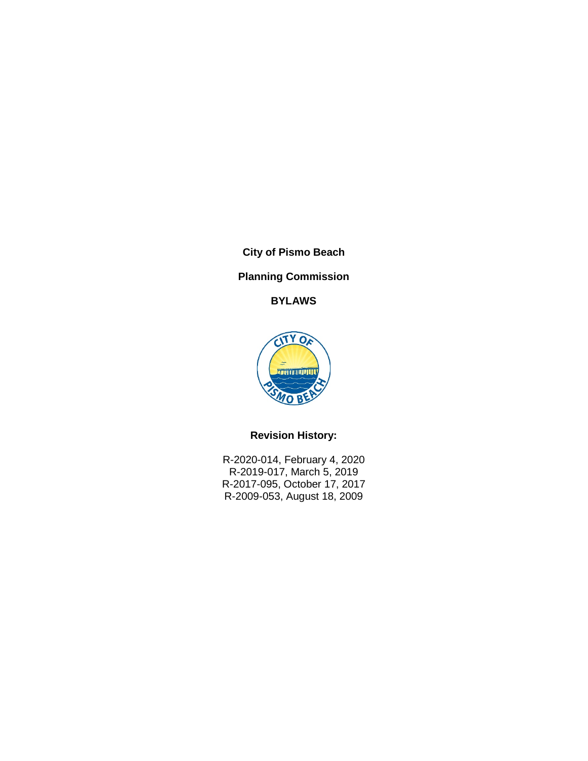**City of Pismo Beach**

**Planning Commission**

**BYLAWS**

**Revision History:**

R-2020-014, February 4, 2020
R-2019-017, March 5, 2019
R-2017-095, October 17, 2017
R-2009-053, August 18, 2009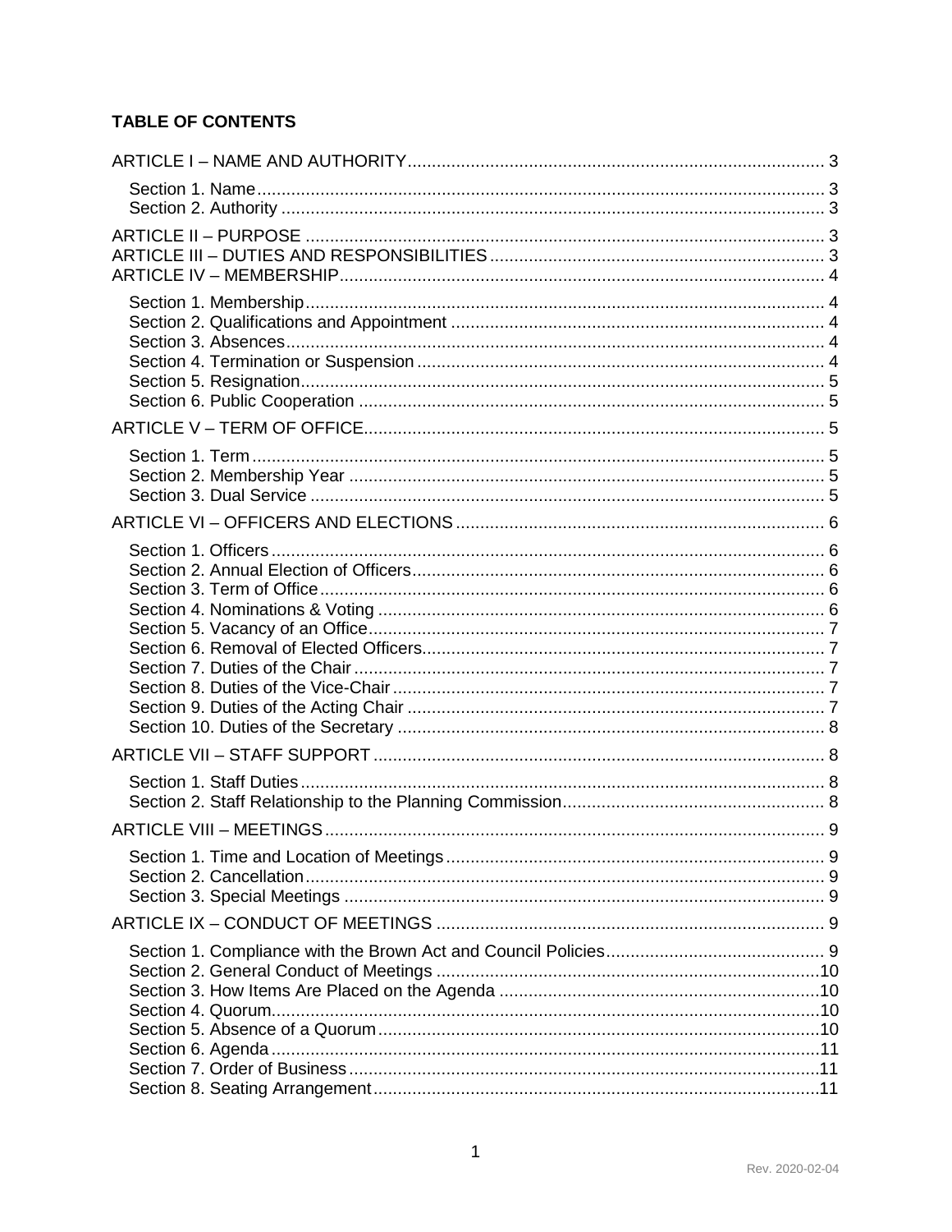**TABLE OF CONTENTS**

ARTICLE I – NAME AND AUTHORITY ..... 3

- Section 1. Name ..... 3
- Section 2. Authority ..... 3

ARTICLE II – PURPOSE ..... 3

ARTICLE III – DUTIES AND RESPONSIBILITIES ..... 3

ARTICLE IV – MEMBERSHIP ..... 4

- Section 1. Membership ..... 4
- Section 2. Qualifications and Appointment ..... 4
- Section 3. Absences ..... 4
- Section 4. Termination or Suspension ..... 4
- Section 5. Resignation ..... 5
- Section 6. Public Cooperation ..... 5

ARTICLE V – TERM OF OFFICE ..... 5

- Section 1. Term ..... 5
- Section 2. Membership Year ..... 5
- Section 3. Dual Service ..... 5

ARTICLE VI – OFFICERS AND ELECTIONS ..... 6

- Section 1. Officers ..... 6
- Section 2. Annual Election of Officers ..... 6
- Section 3. Term of Office ..... 6
- Section 4. Nominations & Voting ..... 6
- Section 5. Vacancy of an Office ..... 7
- Section 6. Removal of Elected Officers ..... 7
- Section 7. Duties of the Chair ..... 7
- Section 8. Duties of the Vice-Chair ..... 7
- Section 9. Duties of the Acting Chair ..... 7
- Section 10. Duties of the Secretary ..... 8

ARTICLE VII – STAFF SUPPORT ..... 8

- Section 1. Staff Duties ..... 8
- Section 2. Staff Relationship to the Planning Commission ..... 8

ARTICLE VIII – MEETINGS ..... 9

- Section 1. Time and Location of Meetings ..... 9
- Section 2. Cancellation ..... 9
- Section 3. Special Meetings ..... 9

ARTICLE IX – CONDUCT OF MEETINGS ..... 9

- Section 1. Compliance with the Brown Act and Council Policies ..... 9
- Section 2. General Conduct of Meetings ..... 10
- Section 3. How Items Are Placed on the Agenda ..... 10
- Section 4. Quorum ..... 10
- Section 5. Absence of a Quorum ..... 10
- Section 6. Agenda ..... 11
- Section 7. Order of Business ..... 11
- Section 8. Seating Arrangement ..... 11

Rev. 2020-02-04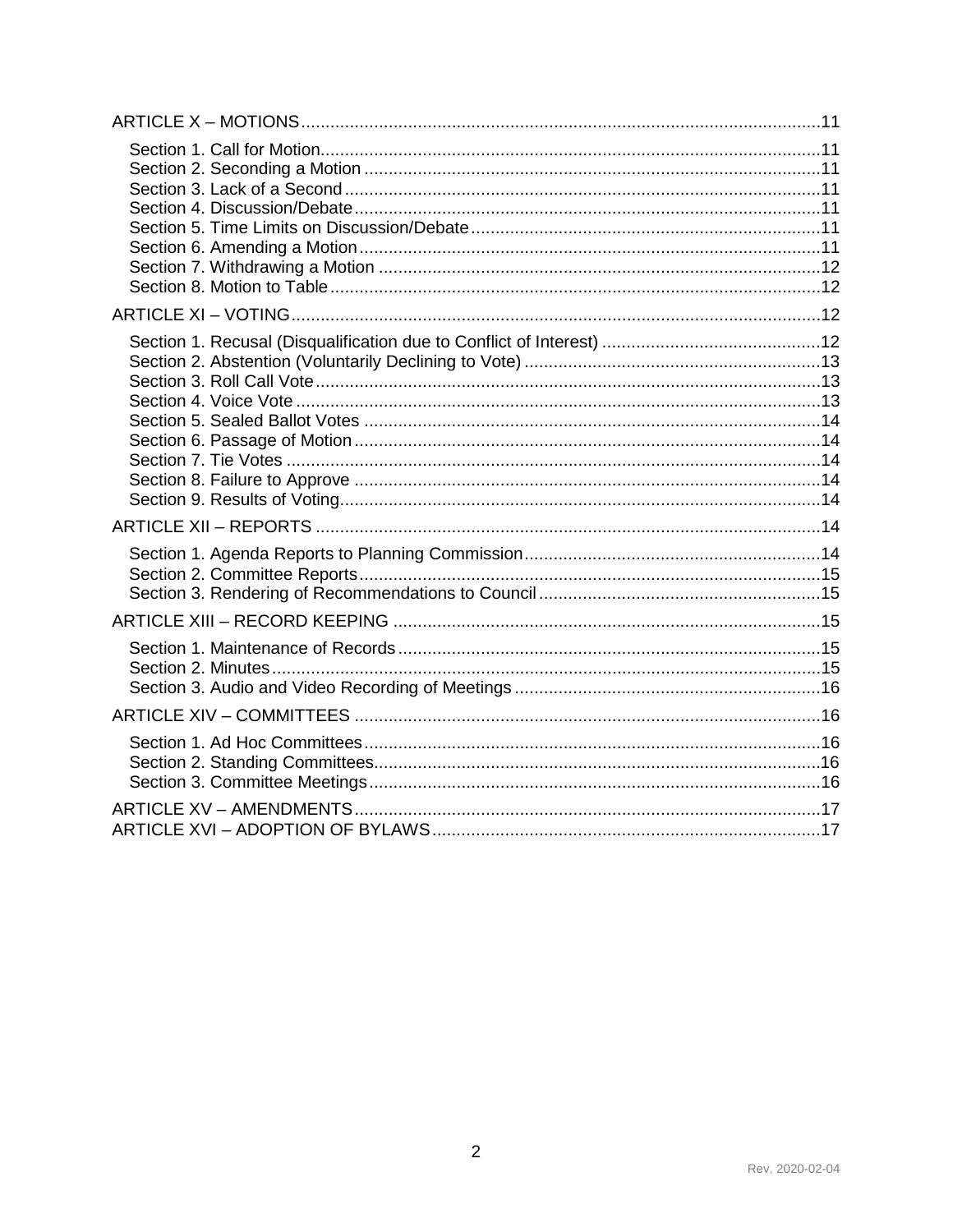ARTICLE X – MOTIONS ... 11

- Section 1. Call for Motion ... 11
- Section 2. Seconding a Motion ... 11
- Section 3. Lack of a Second ... 11
- Section 4. Discussion/Debate ... 11
- Section 5. Time Limits on Discussion/Debate ... 11
- Section 6. Amending a Motion ... 11
- Section 7. Withdrawing a Motion ... 12
- Section 8. Motion to Table ... 12

ARTICLE XI – VOTING ... 12

- Section 1. Recusal (Disqualification due to Conflict of Interest) ... 12
- Section 2. Abstention (Voluntarily Declining to Vote) ... 13
- Section 3. Roll Call Vote ... 13
- Section 4. Voice Vote ... 13
- Section 5. Sealed Ballot Votes ... 14
- Section 6. Passage of Motion ... 14
- Section 7. Tie Votes ... 14
- Section 8. Failure to Approve ... 14
- Section 9. Results of Voting ... 14

ARTICLE XII – REPORTS ... 14

- Section 1. Agenda Reports to Planning Commission ... 14
- Section 2. Committee Reports ... 15
- Section 3. Rendering of Recommendations to Council ... 15

ARTICLE XIII – RECORD KEEPING ... 15

- Section 1. Maintenance of Records ... 15
- Section 2. Minutes ... 15
- Section 3. Audio and Video Recording of Meetings ... 16

ARTICLE XIV – COMMITTEES ... 16

- Section 1. Ad Hoc Committees ... 16
- Section 2. Standing Committees ... 16
- Section 3. Committee Meetings ... 16

ARTICLE XV – AMENDMENTS ... 17

ARTICLE XVI – ADOPTION OF BYLAWS ... 17

Rev. 2020-02-04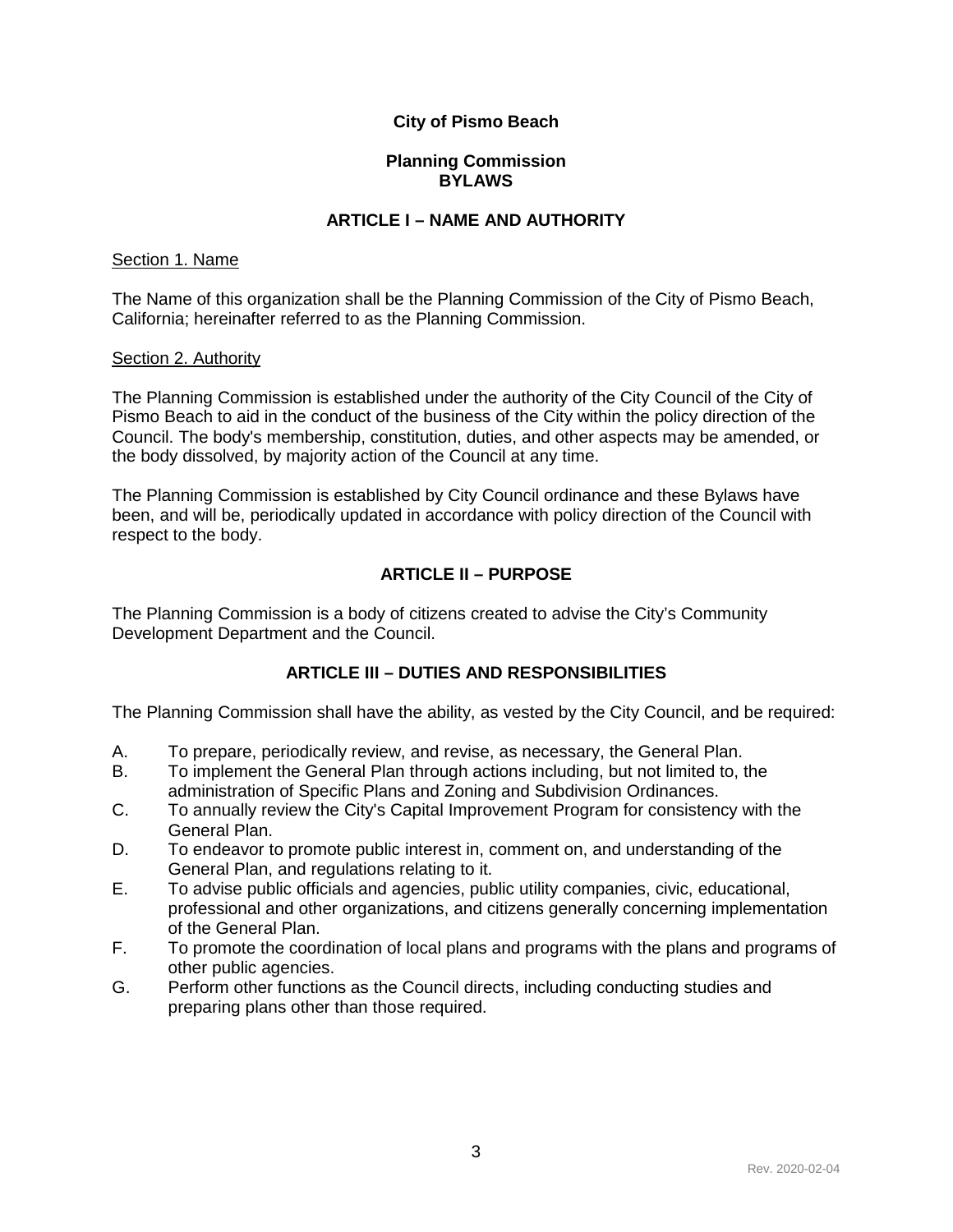**City of Pismo Beach**

**Planning Commission**
**BYLAWS**

## ARTICLE I – NAME AND AUTHORITY

Section 1. Name

The Name of this organization shall be the Planning Commission of the City of Pismo Beach, California; hereinafter referred to as the Planning Commission.

Section 2. Authority

The Planning Commission is established under the authority of the City Council of the City of Pismo Beach to aid in the conduct of the business of the City within the policy direction of the Council. The body's membership, constitution, duties, and other aspects may be amended, or the body dissolved, by majority action of the Council at any time.

The Planning Commission is established by City Council ordinance and these Bylaws have been, and will be, periodically updated in accordance with policy direction of the Council with respect to the body.

## ARTICLE II – PURPOSE

The Planning Commission is a body of citizens created to advise the City's Community Development Department and the Council.

## ARTICLE III – DUTIES AND RESPONSIBILITIES

The Planning Commission shall have the ability, as vested by the City Council, and be required:

A. To prepare, periodically review, and revise, as necessary, the General Plan.
B. To implement the General Plan through actions including, but not limited to, the administration of Specific Plans and Zoning and Subdivision Ordinances.
C. To annually review the City's Capital Improvement Program for consistency with the General Plan.
D. To endeavor to promote public interest in, comment on, and understanding of the General Plan, and regulations relating to it.
E. To advise public officials and agencies, public utility companies, civic, educational, professional and other organizations, and citizens generally concerning implementation of the General Plan.
F. To promote the coordination of local plans and programs with the plans and programs of other public agencies.
G. Perform other functions as the Council directs, including conducting studies and preparing plans other than those required.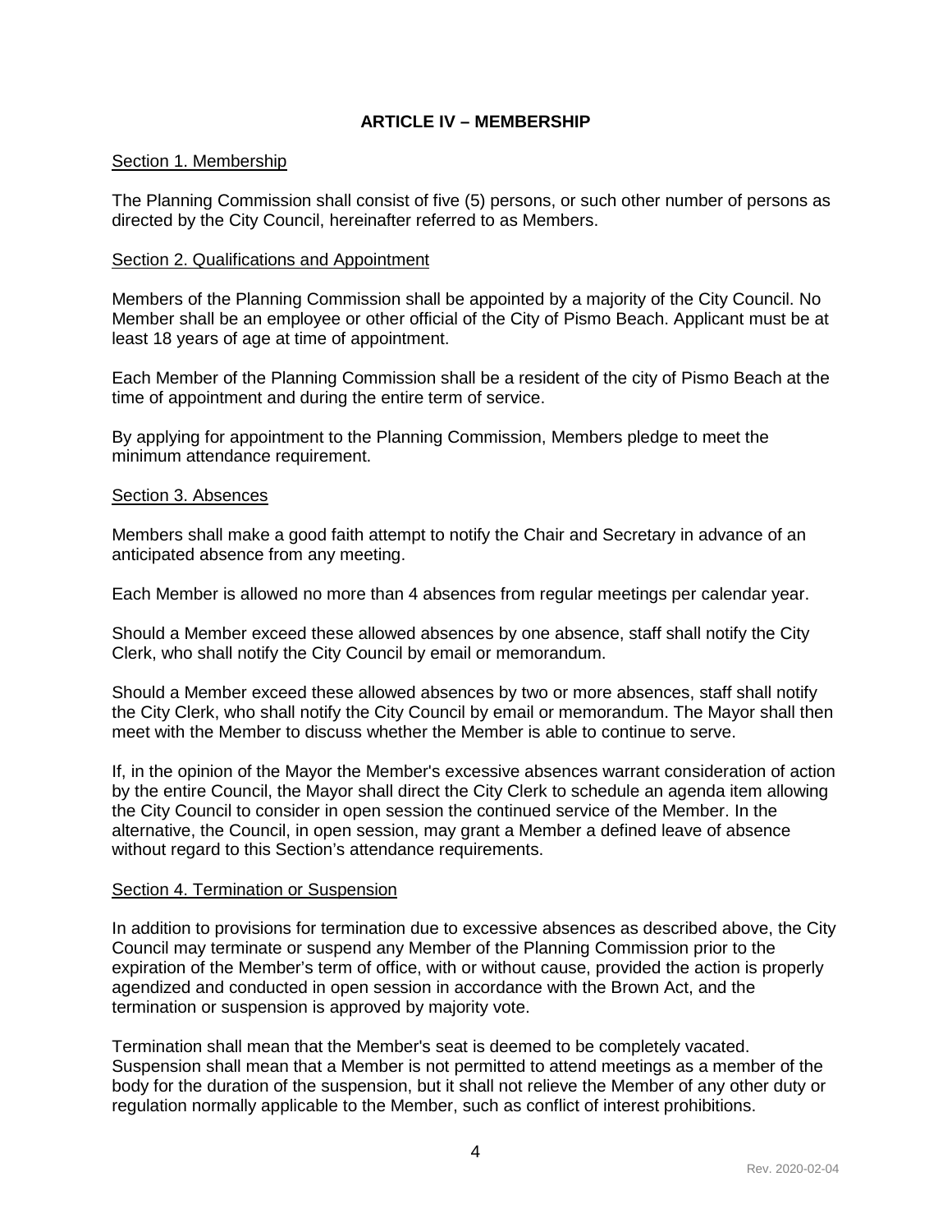## ARTICLE IV – MEMBERSHIP

### Section 1. Membership

The Planning Commission shall consist of five (5) persons, or such other number of persons as directed by the City Council, hereinafter referred to as Members.

### Section 2. Qualifications and Appointment

Members of the Planning Commission shall be appointed by a majority of the City Council. No Member shall be an employee or other official of the City of Pismo Beach. Applicant must be at least 18 years of age at time of appointment.

Each Member of the Planning Commission shall be a resident of the city of Pismo Beach at the time of appointment and during the entire term of service.

By applying for appointment to the Planning Commission, Members pledge to meet the minimum attendance requirement.

### Section 3. Absences

Members shall make a good faith attempt to notify the Chair and Secretary in advance of an anticipated absence from any meeting.

Each Member is allowed no more than 4 absences from regular meetings per calendar year.

Should a Member exceed these allowed absences by one absence, staff shall notify the City Clerk, who shall notify the City Council by email or memorandum.

Should a Member exceed these allowed absences by two or more absences, staff shall notify the City Clerk, who shall notify the City Council by email or memorandum. The Mayor shall then meet with the Member to discuss whether the Member is able to continue to serve.

If, in the opinion of the Mayor the Member's excessive absences warrant consideration of action by the entire Council, the Mayor shall direct the City Clerk to schedule an agenda item allowing the City Council to consider in open session the continued service of the Member. In the alternative, the Council, in open session, may grant a Member a defined leave of absence without regard to this Section's attendance requirements.

### Section 4. Termination or Suspension

In addition to provisions for termination due to excessive absences as described above, the City Council may terminate or suspend any Member of the Planning Commission prior to the expiration of the Member's term of office, with or without cause, provided the action is properly agendized and conducted in open session in accordance with the Brown Act, and the termination or suspension is approved by majority vote.

Termination shall mean that the Member's seat is deemed to be completely vacated. Suspension shall mean that a Member is not permitted to attend meetings as a member of the body for the duration of the suspension, but it shall not relieve the Member of any other duty or regulation normally applicable to the Member, such as conflict of interest prohibitions.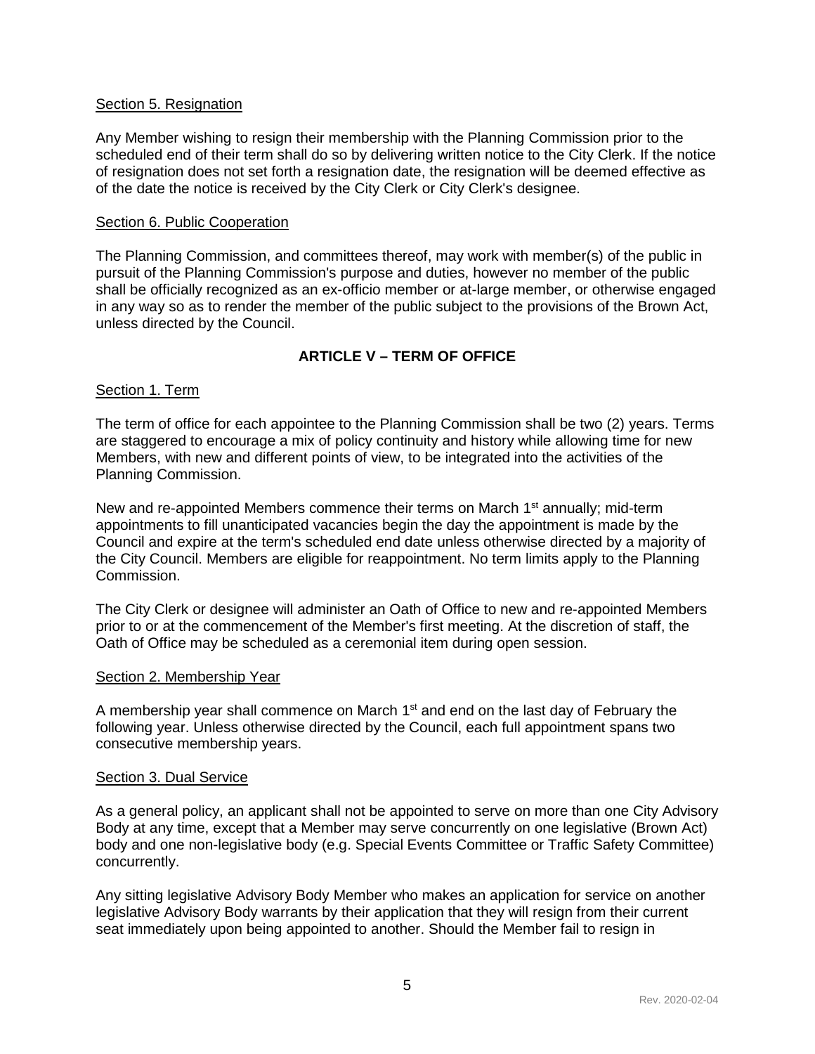Section 5. Resignation

Any Member wishing to resign their membership with the Planning Commission prior to the scheduled end of their term shall do so by delivering written notice to the City Clerk. If the notice of resignation does not set forth a resignation date, the resignation will be deemed effective as of the date the notice is received by the City Clerk or City Clerk's designee.

Section 6. Public Cooperation

The Planning Commission, and committees thereof, may work with member(s) of the public in pursuit of the Planning Commission's purpose and duties, however no member of the public shall be officially recognized as an ex-officio member or at-large member, or otherwise engaged in any way so as to render the member of the public subject to the provisions of the Brown Act, unless directed by the Council.

## ARTICLE V – TERM OF OFFICE

Section 1. Term

The term of office for each appointee to the Planning Commission shall be two (2) years. Terms are staggered to encourage a mix of policy continuity and history while allowing time for new Members, with new and different points of view, to be integrated into the activities of the Planning Commission.

New and re-appointed Members commence their terms on March 1st annually; mid-term appointments to fill unanticipated vacancies begin the day the appointment is made by the Council and expire at the term's scheduled end date unless otherwise directed by a majority of the City Council. Members are eligible for reappointment. No term limits apply to the Planning Commission.

The City Clerk or designee will administer an Oath of Office to new and re-appointed Members prior to or at the commencement of the Member's first meeting. At the discretion of staff, the Oath of Office may be scheduled as a ceremonial item during open session.

Section 2. Membership Year

A membership year shall commence on March 1st and end on the last day of February the following year. Unless otherwise directed by the Council, each full appointment spans two consecutive membership years.

Section 3. Dual Service

As a general policy, an applicant shall not be appointed to serve on more than one City Advisory Body at any time, except that a Member may serve concurrently on one legislative (Brown Act) body and one non-legislative body (e.g. Special Events Committee or Traffic Safety Committee) concurrently.

Any sitting legislative Advisory Body Member who makes an application for service on another legislative Advisory Body warrants by their application that they will resign from their current seat immediately upon being appointed to another. Should the Member fail to resign in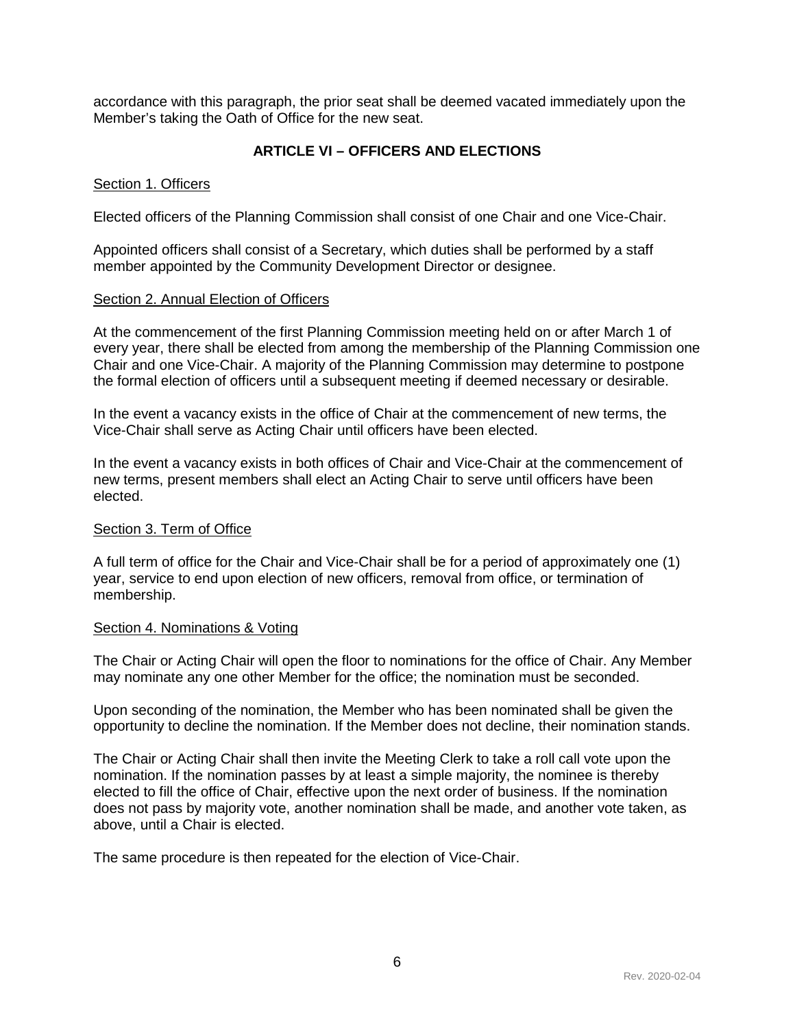accordance with this paragraph, the prior seat shall be deemed vacated immediately upon the Member's taking the Oath of Office for the new seat.

## ARTICLE VI – OFFICERS AND ELECTIONS

Section 1. Officers

Elected officers of the Planning Commission shall consist of one Chair and one Vice-Chair.

Appointed officers shall consist of a Secretary, which duties shall be performed by a staff member appointed by the Community Development Director or designee.

Section 2. Annual Election of Officers

At the commencement of the first Planning Commission meeting held on or after March 1 of every year, there shall be elected from among the membership of the Planning Commission one Chair and one Vice-Chair. A majority of the Planning Commission may determine to postpone the formal election of officers until a subsequent meeting if deemed necessary or desirable.

In the event a vacancy exists in the office of Chair at the commencement of new terms, the Vice-Chair shall serve as Acting Chair until officers have been elected.

In the event a vacancy exists in both offices of Chair and Vice-Chair at the commencement of new terms, present members shall elect an Acting Chair to serve until officers have been elected.

Section 3. Term of Office

A full term of office for the Chair and Vice-Chair shall be for a period of approximately one (1) year, service to end upon election of new officers, removal from office, or termination of membership.

Section 4. Nominations & Voting

The Chair or Acting Chair will open the floor to nominations for the office of Chair. Any Member may nominate any one other Member for the office; the nomination must be seconded.

Upon seconding of the nomination, the Member who has been nominated shall be given the opportunity to decline the nomination. If the Member does not decline, their nomination stands.

The Chair or Acting Chair shall then invite the Meeting Clerk to take a roll call vote upon the nomination. If the nomination passes by at least a simple majority, the nominee is thereby elected to fill the office of Chair, effective upon the next order of business. If the nomination does not pass by majority vote, another nomination shall be made, and another vote taken, as above, until a Chair is elected.

The same procedure is then repeated for the election of Vice-Chair.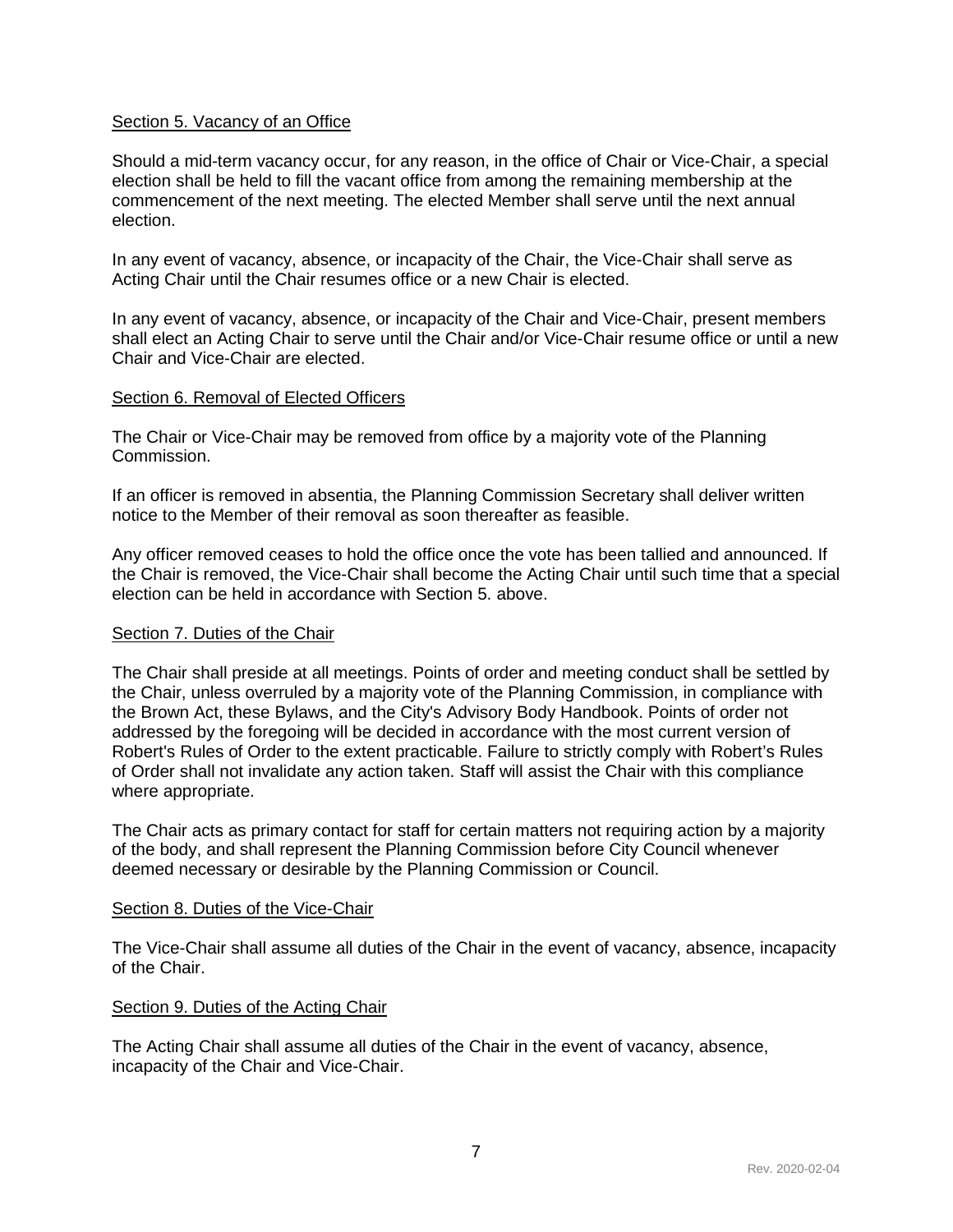Section 5. Vacancy of an Office

Should a mid-term vacancy occur, for any reason, in the office of Chair or Vice-Chair, a special election shall be held to fill the vacant office from among the remaining membership at the commencement of the next meeting. The elected Member shall serve until the next annual election.

In any event of vacancy, absence, or incapacity of the Chair, the Vice-Chair shall serve as Acting Chair until the Chair resumes office or a new Chair is elected.

In any event of vacancy, absence, or incapacity of the Chair and Vice-Chair, present members shall elect an Acting Chair to serve until the Chair and/or Vice-Chair resume office or until a new Chair and Vice-Chair are elected.

Section 6. Removal of Elected Officers

The Chair or Vice-Chair may be removed from office by a majority vote of the Planning Commission.

If an officer is removed in absentia, the Planning Commission Secretary shall deliver written notice to the Member of their removal as soon thereafter as feasible.

Any officer removed ceases to hold the office once the vote has been tallied and announced. If the Chair is removed, the Vice-Chair shall become the Acting Chair until such time that a special election can be held in accordance with Section 5. above.

Section 7. Duties of the Chair

The Chair shall preside at all meetings. Points of order and meeting conduct shall be settled by the Chair, unless overruled by a majority vote of the Planning Commission, in compliance with the Brown Act, these Bylaws, and the City's Advisory Body Handbook. Points of order not addressed by the foregoing will be decided in accordance with the most current version of Robert's Rules of Order to the extent practicable. Failure to strictly comply with Robert's Rules of Order shall not invalidate any action taken. Staff will assist the Chair with this compliance where appropriate.

The Chair acts as primary contact for staff for certain matters not requiring action by a majority of the body, and shall represent the Planning Commission before City Council whenever deemed necessary or desirable by the Planning Commission or Council.

Section 8. Duties of the Vice-Chair

The Vice-Chair shall assume all duties of the Chair in the event of vacancy, absence, incapacity of the Chair.

Section 9. Duties of the Acting Chair

The Acting Chair shall assume all duties of the Chair in the event of vacancy, absence, incapacity of the Chair and Vice-Chair.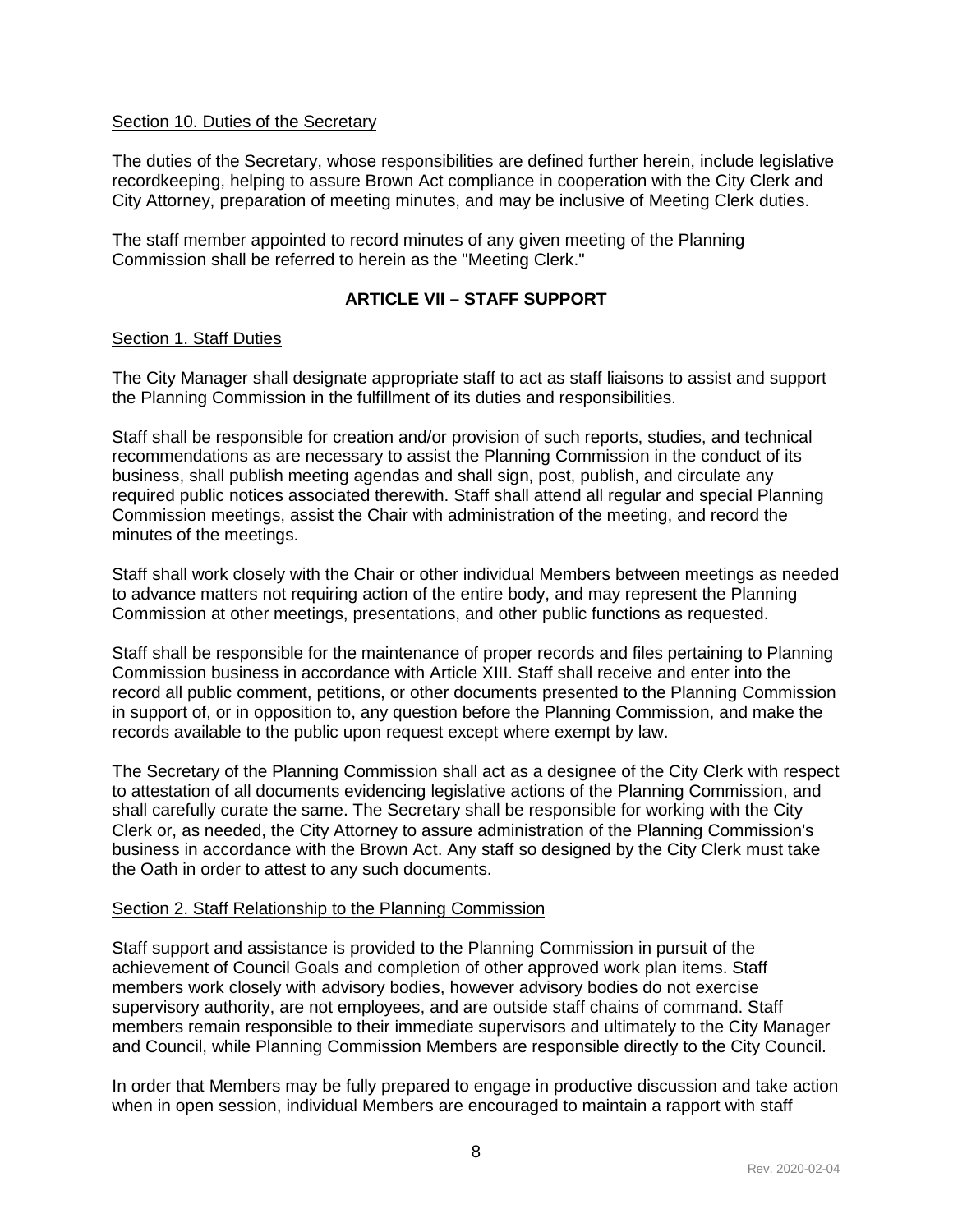Section 10. Duties of the Secretary

The duties of the Secretary, whose responsibilities are defined further herein, include legislative recordkeeping, helping to assure Brown Act compliance in cooperation with the City Clerk and City Attorney, preparation of meeting minutes, and may be inclusive of Meeting Clerk duties.

The staff member appointed to record minutes of any given meeting of the Planning Commission shall be referred to herein as the "Meeting Clerk."

## ARTICLE VII – STAFF SUPPORT

Section 1. Staff Duties

The City Manager shall designate appropriate staff to act as staff liaisons to assist and support the Planning Commission in the fulfillment of its duties and responsibilities.

Staff shall be responsible for creation and/or provision of such reports, studies, and technical recommendations as are necessary to assist the Planning Commission in the conduct of its business, shall publish meeting agendas and shall sign, post, publish, and circulate any required public notices associated therewith. Staff shall attend all regular and special Planning Commission meetings, assist the Chair with administration of the meeting, and record the minutes of the meetings.

Staff shall work closely with the Chair or other individual Members between meetings as needed to advance matters not requiring action of the entire body, and may represent the Planning Commission at other meetings, presentations, and other public functions as requested.

Staff shall be responsible for the maintenance of proper records and files pertaining to Planning Commission business in accordance with Article XIII. Staff shall receive and enter into the record all public comment, petitions, or other documents presented to the Planning Commission in support of, or in opposition to, any question before the Planning Commission, and make the records available to the public upon request except where exempt by law.

The Secretary of the Planning Commission shall act as a designee of the City Clerk with respect to attestation of all documents evidencing legislative actions of the Planning Commission, and shall carefully curate the same. The Secretary shall be responsible for working with the City Clerk or, as needed, the City Attorney to assure administration of the Planning Commission's business in accordance with the Brown Act. Any staff so designed by the City Clerk must take the Oath in order to attest to any such documents.

Section 2. Staff Relationship to the Planning Commission

Staff support and assistance is provided to the Planning Commission in pursuit of the achievement of Council Goals and completion of other approved work plan items. Staff members work closely with advisory bodies, however advisory bodies do not exercise supervisory authority, are not employees, and are outside staff chains of command. Staff members remain responsible to their immediate supervisors and ultimately to the City Manager and Council, while Planning Commission Members are responsible directly to the City Council.

In order that Members may be fully prepared to engage in productive discussion and take action when in open session, individual Members are encouraged to maintain a rapport with staff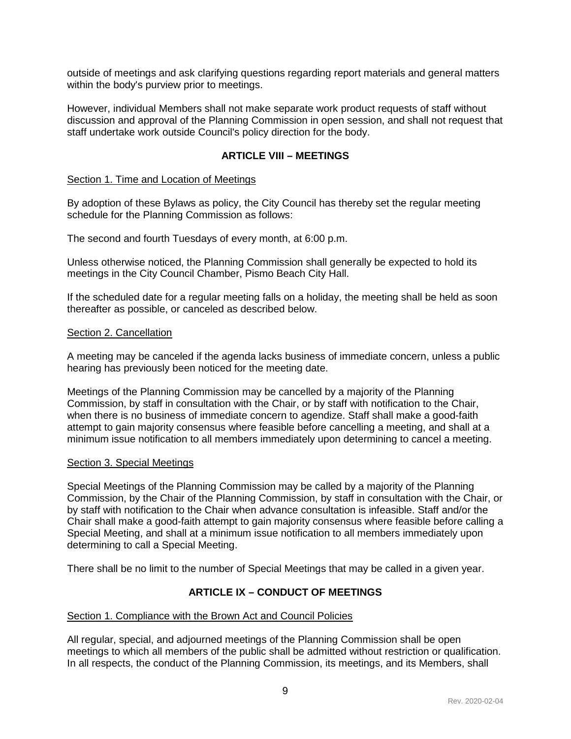outside of meetings and ask clarifying questions regarding report materials and general matters within the body's purview prior to meetings.

However, individual Members shall not make separate work product requests of staff without discussion and approval of the Planning Commission in open session, and shall not request that staff undertake work outside Council's policy direction for the body.

## ARTICLE VIII – MEETINGS

### Section 1. Time and Location of Meetings

By adoption of these Bylaws as policy, the City Council has thereby set the regular meeting schedule for the Planning Commission as follows:

The second and fourth Tuesdays of every month, at 6:00 p.m.

Unless otherwise noticed, the Planning Commission shall generally be expected to hold its meetings in the City Council Chamber, Pismo Beach City Hall.

If the scheduled date for a regular meeting falls on a holiday, the meeting shall be held as soon thereafter as possible, or canceled as described below.

### Section 2. Cancellation

A meeting may be canceled if the agenda lacks business of immediate concern, unless a public hearing has previously been noticed for the meeting date.

Meetings of the Planning Commission may be cancelled by a majority of the Planning Commission, by staff in consultation with the Chair, or by staff with notification to the Chair, when there is no business of immediate concern to agendize. Staff shall make a good-faith attempt to gain majority consensus where feasible before cancelling a meeting, and shall at a minimum issue notification to all members immediately upon determining to cancel a meeting.

### Section 3. Special Meetings

Special Meetings of the Planning Commission may be called by a majority of the Planning Commission, by the Chair of the Planning Commission, by staff in consultation with the Chair, or by staff with notification to the Chair when advance consultation is infeasible. Staff and/or the Chair shall make a good-faith attempt to gain majority consensus where feasible before calling a Special Meeting, and shall at a minimum issue notification to all members immediately upon determining to call a Special Meeting.

There shall be no limit to the number of Special Meetings that may be called in a given year.

## ARTICLE IX – CONDUCT OF MEETINGS

### Section 1. Compliance with the Brown Act and Council Policies

All regular, special, and adjourned meetings of the Planning Commission shall be open meetings to which all members of the public shall be admitted without restriction or qualification. In all respects, the conduct of the Planning Commission, its meetings, and its Members, shall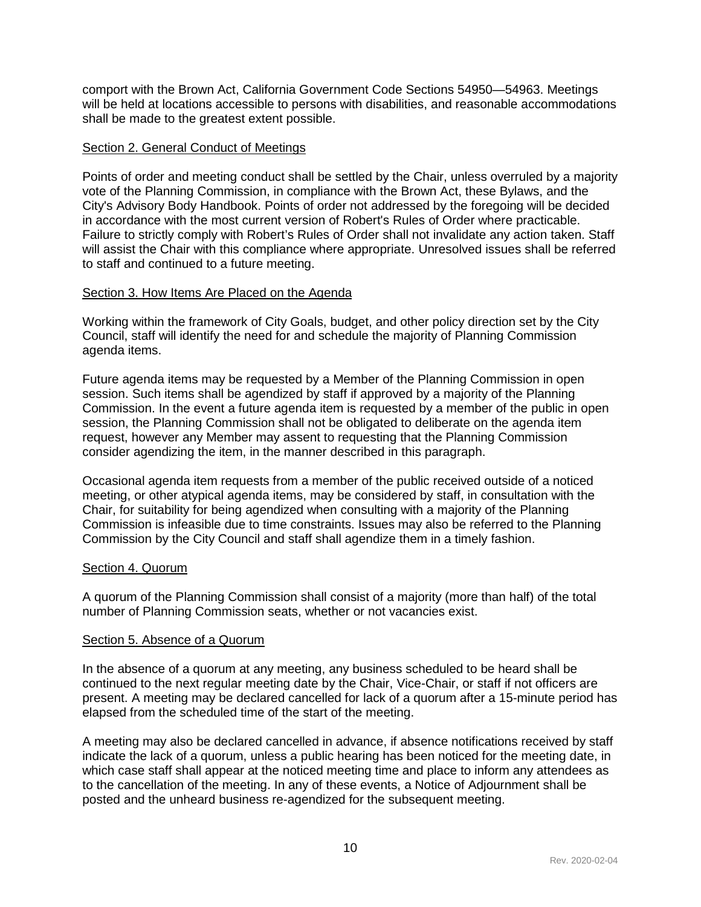comport with the Brown Act, California Government Code Sections 54950—54963. Meetings will be held at locations accessible to persons with disabilities, and reasonable accommodations shall be made to the greatest extent possible.

### Section 2. General Conduct of Meetings

Points of order and meeting conduct shall be settled by the Chair, unless overruled by a majority vote of the Planning Commission, in compliance with the Brown Act, these Bylaws, and the City's Advisory Body Handbook. Points of order not addressed by the foregoing will be decided in accordance with the most current version of Robert's Rules of Order where practicable. Failure to strictly comply with Robert's Rules of Order shall not invalidate any action taken. Staff will assist the Chair with this compliance where appropriate. Unresolved issues shall be referred to staff and continued to a future meeting.

### Section 3. How Items Are Placed on the Agenda

Working within the framework of City Goals, budget, and other policy direction set by the City Council, staff will identify the need for and schedule the majority of Planning Commission agenda items.

Future agenda items may be requested by a Member of the Planning Commission in open session. Such items shall be agendized by staff if approved by a majority of the Planning Commission. In the event a future agenda item is requested by a member of the public in open session, the Planning Commission shall not be obligated to deliberate on the agenda item request, however any Member may assent to requesting that the Planning Commission consider agendizing the item, in the manner described in this paragraph.

Occasional agenda item requests from a member of the public received outside of a noticed meeting, or other atypical agenda items, may be considered by staff, in consultation with the Chair, for suitability for being agendized when consulting with a majority of the Planning Commission is infeasible due to time constraints. Issues may also be referred to the Planning Commission by the City Council and staff shall agendize them in a timely fashion.

### Section 4. Quorum

A quorum of the Planning Commission shall consist of a majority (more than half) of the total number of Planning Commission seats, whether or not vacancies exist.

### Section 5. Absence of a Quorum

In the absence of a quorum at any meeting, any business scheduled to be heard shall be continued to the next regular meeting date by the Chair, Vice-Chair, or staff if not officers are present. A meeting may be declared cancelled for lack of a quorum after a 15-minute period has elapsed from the scheduled time of the start of the meeting.

A meeting may also be declared cancelled in advance, if absence notifications received by staff indicate the lack of a quorum, unless a public hearing has been noticed for the meeting date, in which case staff shall appear at the noticed meeting time and place to inform any attendees as to the cancellation of the meeting. In any of these events, a Notice of Adjournment shall be posted and the unheard business re-agendized for the subsequent meeting.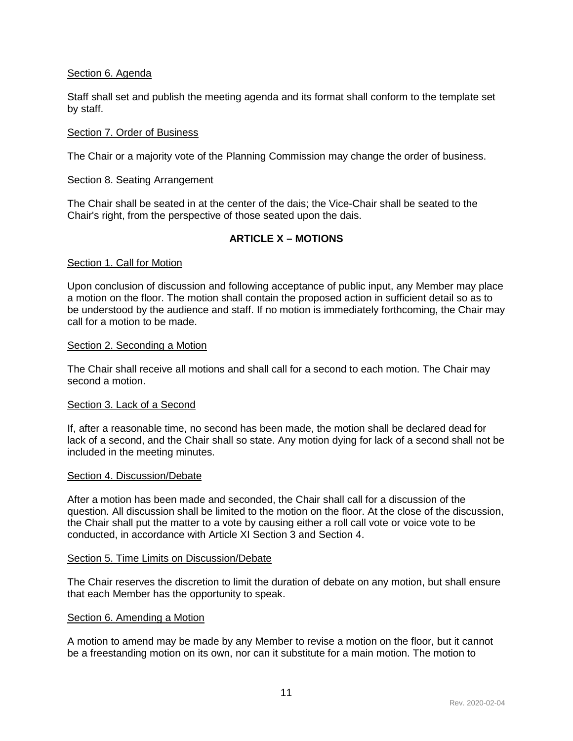Section 6. Agenda

Staff shall set and publish the meeting agenda and its format shall conform to the template set by staff.

Section 7. Order of Business

The Chair or a majority vote of the Planning Commission may change the order of business.

Section 8. Seating Arrangement

The Chair shall be seated in at the center of the dais; the Vice-Chair shall be seated to the Chair's right, from the perspective of those seated upon the dais.

## ARTICLE X – MOTIONS

Section 1. Call for Motion

Upon conclusion of discussion and following acceptance of public input, any Member may place a motion on the floor. The motion shall contain the proposed action in sufficient detail so as to be understood by the audience and staff. If no motion is immediately forthcoming, the Chair may call for a motion to be made.

Section 2. Seconding a Motion

The Chair shall receive all motions and shall call for a second to each motion. The Chair may second a motion.

Section 3. Lack of a Second

If, after a reasonable time, no second has been made, the motion shall be declared dead for lack of a second, and the Chair shall so state. Any motion dying for lack of a second shall not be included in the meeting minutes.

Section 4. Discussion/Debate

After a motion has been made and seconded, the Chair shall call for a discussion of the question. All discussion shall be limited to the motion on the floor. At the close of the discussion, the Chair shall put the matter to a vote by causing either a roll call vote or voice vote to be conducted, in accordance with Article XI Section 3 and Section 4.

Section 5. Time Limits on Discussion/Debate

The Chair reserves the discretion to limit the duration of debate on any motion, but shall ensure that each Member has the opportunity to speak.

Section 6. Amending a Motion

A motion to amend may be made by any Member to revise a motion on the floor, but it cannot be a freestanding motion on its own, nor can it substitute for a main motion. The motion to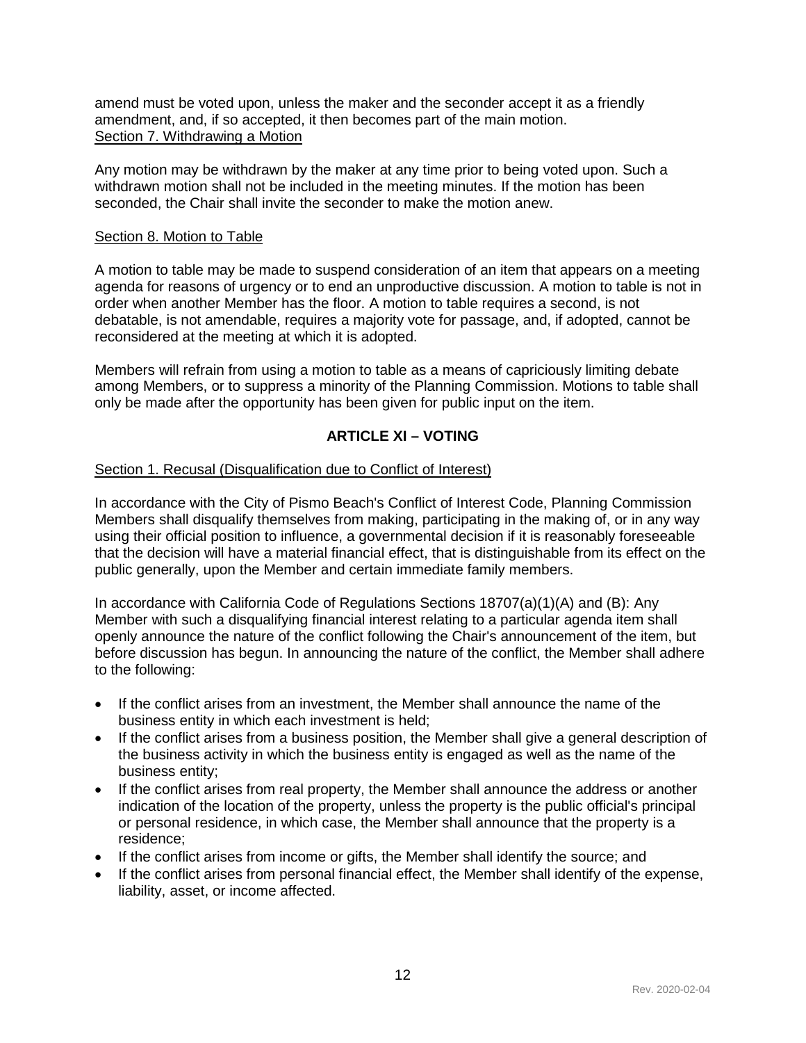amend must be voted upon, unless the maker and the seconder accept it as a friendly amendment, and, if so accepted, it then becomes part of the main motion.

Section 7. Withdrawing a Motion

Any motion may be withdrawn by the maker at any time prior to being voted upon. Such a withdrawn motion shall not be included in the meeting minutes. If the motion has been seconded, the Chair shall invite the seconder to make the motion anew.

Section 8. Motion to Table

A motion to table may be made to suspend consideration of an item that appears on a meeting agenda for reasons of urgency or to end an unproductive discussion. A motion to table is not in order when another Member has the floor. A motion to table requires a second, is not debatable, is not amendable, requires a majority vote for passage, and, if adopted, cannot be reconsidered at the meeting at which it is adopted.

Members will refrain from using a motion to table as a means of capriciously limiting debate among Members, or to suppress a minority of the Planning Commission. Motions to table shall only be made after the opportunity has been given for public input on the item.

## ARTICLE XI – VOTING

Section 1. Recusal (Disqualification due to Conflict of Interest)

In accordance with the City of Pismo Beach's Conflict of Interest Code, Planning Commission Members shall disqualify themselves from making, participating in the making of, or in any way using their official position to influence, a governmental decision if it is reasonably foreseeable that the decision will have a material financial effect, that is distinguishable from its effect on the public generally, upon the Member and certain immediate family members.

In accordance with California Code of Regulations Sections 18707(a)(1)(A) and (B): Any Member with such a disqualifying financial interest relating to a particular agenda item shall openly announce the nature of the conflict following the Chair's announcement of the item, but before discussion has begun. In announcing the nature of the conflict, the Member shall adhere to the following:

- If the conflict arises from an investment, the Member shall announce the name of the business entity in which each investment is held;
- If the conflict arises from a business position, the Member shall give a general description of the business activity in which the business entity is engaged as well as the name of the business entity;
- If the conflict arises from real property, the Member shall announce the address or another indication of the location of the property, unless the property is the public official's principal or personal residence, in which case, the Member shall announce that the property is a residence;
- If the conflict arises from income or gifts, the Member shall identify the source; and
- If the conflict arises from personal financial effect, the Member shall identify of the expense, liability, asset, or income affected.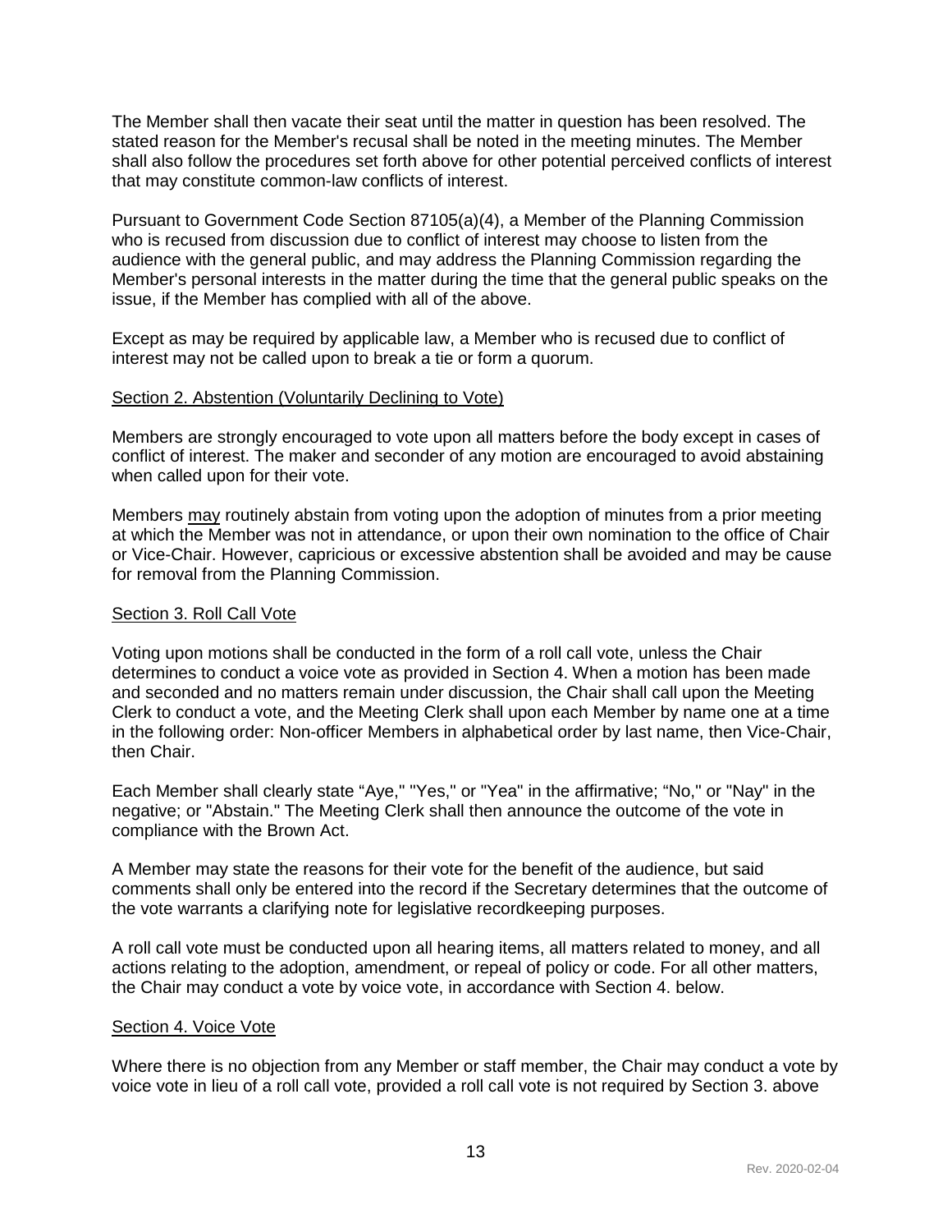The Member shall then vacate their seat until the matter in question has been resolved. The stated reason for the Member's recusal shall be noted in the meeting minutes. The Member shall also follow the procedures set forth above for other potential perceived conflicts of interest that may constitute common-law conflicts of interest.

Pursuant to Government Code Section 87105(a)(4), a Member of the Planning Commission who is recused from discussion due to conflict of interest may choose to listen from the audience with the general public, and may address the Planning Commission regarding the Member's personal interests in the matter during the time that the general public speaks on the issue, if the Member has complied with all of the above.

Except as may be required by applicable law, a Member who is recused due to conflict of interest may not be called upon to break a tie or form a quorum.

<u>Section 2. Abstention (Voluntarily Declining to Vote)</u>

Members are strongly encouraged to vote upon all matters before the body except in cases of conflict of interest. The maker and seconder of any motion are encouraged to avoid abstaining when called upon for their vote.

Members <u>may</u> routinely abstain from voting upon the adoption of minutes from a prior meeting at which the Member was not in attendance, or upon their own nomination to the office of Chair or Vice-Chair. However, capricious or excessive abstention shall be avoided and may be cause for removal from the Planning Commission.

<u>Section 3. Roll Call Vote</u>

Voting upon motions shall be conducted in the form of a roll call vote, unless the Chair determines to conduct a voice vote as provided in Section 4. When a motion has been made and seconded and no matters remain under discussion, the Chair shall call upon the Meeting Clerk to conduct a vote, and the Meeting Clerk shall upon each Member by name one at a time in the following order: Non-officer Members in alphabetical order by last name, then Vice-Chair, then Chair.

Each Member shall clearly state "Aye," "Yes," or "Yea" in the affirmative; "No," or "Nay" in the negative; or "Abstain." The Meeting Clerk shall then announce the outcome of the vote in compliance with the Brown Act.

A Member may state the reasons for their vote for the benefit of the audience, but said comments shall only be entered into the record if the Secretary determines that the outcome of the vote warrants a clarifying note for legislative recordkeeping purposes.

A roll call vote must be conducted upon all hearing items, all matters related to money, and all actions relating to the adoption, amendment, or repeal of policy or code. For all other matters, the Chair may conduct a vote by voice vote, in accordance with Section 4. below.

<u>Section 4. Voice Vote</u>

Where there is no objection from any Member or staff member, the Chair may conduct a vote by voice vote in lieu of a roll call vote, provided a roll call vote is not required by Section 3. above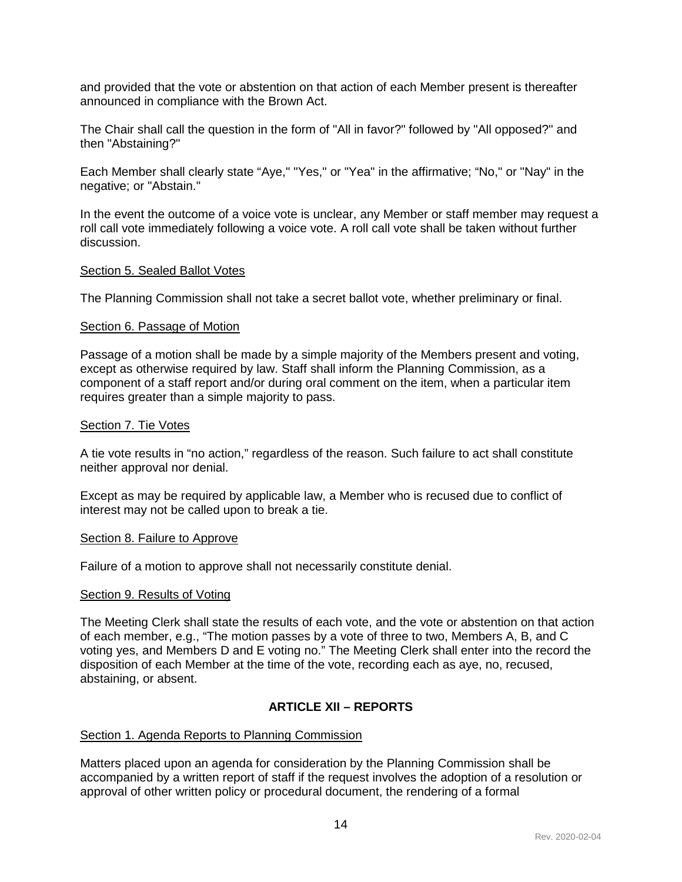and provided that the vote or abstention on that action of each Member present is thereafter announced in compliance with the Brown Act.

The Chair shall call the question in the form of "All in favor?" followed by "All opposed?" and then "Abstaining?"

Each Member shall clearly state "Aye," "Yes," or "Yea" in the affirmative; "No," or "Nay" in the negative; or "Abstain."

In the event the outcome of a voice vote is unclear, any Member or staff member may request a roll call vote immediately following a voice vote. A roll call vote shall be taken without further discussion.

Section 5. Sealed Ballot Votes

The Planning Commission shall not take a secret ballot vote, whether preliminary or final.

Section 6. Passage of Motion

Passage of a motion shall be made by a simple majority of the Members present and voting, except as otherwise required by law. Staff shall inform the Planning Commission, as a component of a staff report and/or during oral comment on the item, when a particular item requires greater than a simple majority to pass.

Section 7. Tie Votes

A tie vote results in "no action," regardless of the reason. Such failure to act shall constitute neither approval nor denial.

Except as may be required by applicable law, a Member who is recused due to conflict of interest may not be called upon to break a tie.

Section 8. Failure to Approve

Failure of a motion to approve shall not necessarily constitute denial.

Section 9. Results of Voting

The Meeting Clerk shall state the results of each vote, and the vote or abstention on that action of each member, e.g., "The motion passes by a vote of three to two, Members A, B, and C voting yes, and Members D and E voting no." The Meeting Clerk shall enter into the record the disposition of each Member at the time of the vote, recording each as aye, no, recused, abstaining, or absent.

## ARTICLE XII – REPORTS

Section 1. Agenda Reports to Planning Commission

Matters placed upon an agenda for consideration by the Planning Commission shall be accompanied by a written report of staff if the request involves the adoption of a resolution or approval of other written policy or procedural document, the rendering of a formal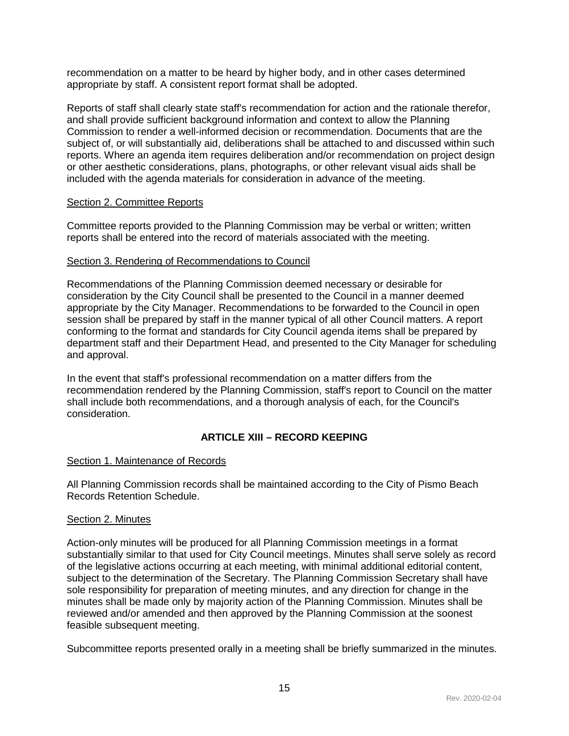recommendation on a matter to be heard by higher body, and in other cases determined appropriate by staff. A consistent report format shall be adopted.

Reports of staff shall clearly state staff's recommendation for action and the rationale therefor, and shall provide sufficient background information and context to allow the Planning Commission to render a well-informed decision or recommendation. Documents that are the subject of, or will substantially aid, deliberations shall be attached to and discussed within such reports. Where an agenda item requires deliberation and/or recommendation on project design or other aesthetic considerations, plans, photographs, or other relevant visual aids shall be included with the agenda materials for consideration in advance of the meeting.

Section 2. Committee Reports

Committee reports provided to the Planning Commission may be verbal or written; written reports shall be entered into the record of materials associated with the meeting.

Section 3. Rendering of Recommendations to Council

Recommendations of the Planning Commission deemed necessary or desirable for consideration by the City Council shall be presented to the Council in a manner deemed appropriate by the City Manager. Recommendations to be forwarded to the Council in open session shall be prepared by staff in the manner typical of all other Council matters. A report conforming to the format and standards for City Council agenda items shall be prepared by department staff and their Department Head, and presented to the City Manager for scheduling and approval.

In the event that staff's professional recommendation on a matter differs from the recommendation rendered by the Planning Commission, staff's report to Council on the matter shall include both recommendations, and a thorough analysis of each, for the Council's consideration.

## ARTICLE XIII – RECORD KEEPING

Section 1. Maintenance of Records

All Planning Commission records shall be maintained according to the City of Pismo Beach Records Retention Schedule.

Section 2. Minutes

Action-only minutes will be produced for all Planning Commission meetings in a format substantially similar to that used for City Council meetings. Minutes shall serve solely as record of the legislative actions occurring at each meeting, with minimal additional editorial content, subject to the determination of the Secretary. The Planning Commission Secretary shall have sole responsibility for preparation of meeting minutes, and any direction for change in the minutes shall be made only by majority action of the Planning Commission. Minutes shall be reviewed and/or amended and then approved by the Planning Commission at the soonest feasible subsequent meeting.

Subcommittee reports presented orally in a meeting shall be briefly summarized in the minutes.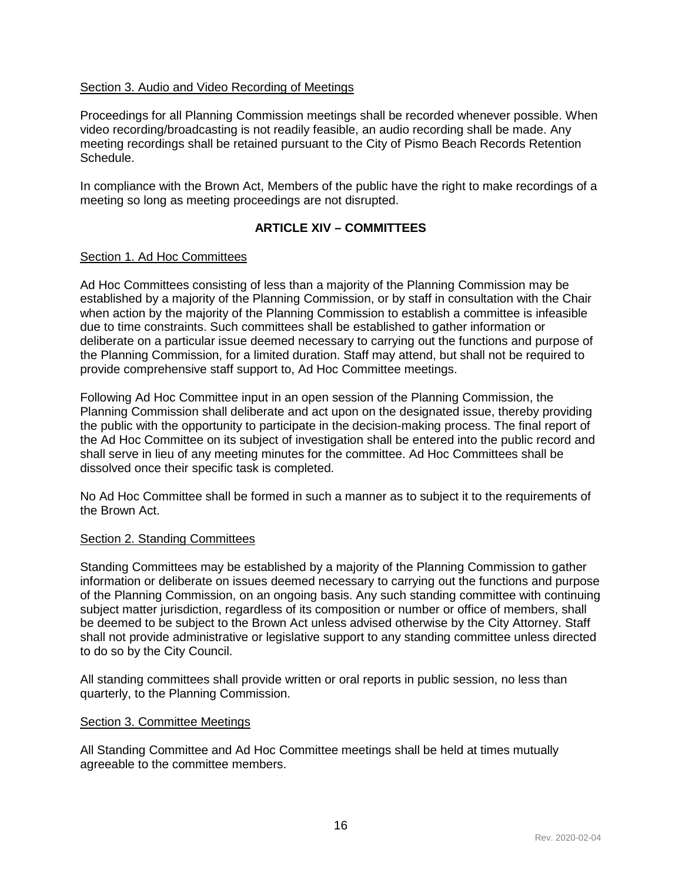Section 3. Audio and Video Recording of Meetings

Proceedings for all Planning Commission meetings shall be recorded whenever possible. When video recording/broadcasting is not readily feasible, an audio recording shall be made. Any meeting recordings shall be retained pursuant to the City of Pismo Beach Records Retention Schedule.

In compliance with the Brown Act, Members of the public have the right to make recordings of a meeting so long as meeting proceedings are not disrupted.

## ARTICLE XIV – COMMITTEES

Section 1. Ad Hoc Committees

Ad Hoc Committees consisting of less than a majority of the Planning Commission may be established by a majority of the Planning Commission, or by staff in consultation with the Chair when action by the majority of the Planning Commission to establish a committee is infeasible due to time constraints. Such committees shall be established to gather information or deliberate on a particular issue deemed necessary to carrying out the functions and purpose of the Planning Commission, for a limited duration. Staff may attend, but shall not be required to provide comprehensive staff support to, Ad Hoc Committee meetings.

Following Ad Hoc Committee input in an open session of the Planning Commission, the Planning Commission shall deliberate and act upon on the designated issue, thereby providing the public with the opportunity to participate in the decision-making process. The final report of the Ad Hoc Committee on its subject of investigation shall be entered into the public record and shall serve in lieu of any meeting minutes for the committee. Ad Hoc Committees shall be dissolved once their specific task is completed.

No Ad Hoc Committee shall be formed in such a manner as to subject it to the requirements of the Brown Act.

Section 2. Standing Committees

Standing Committees may be established by a majority of the Planning Commission to gather information or deliberate on issues deemed necessary to carrying out the functions and purpose of the Planning Commission, on an ongoing basis. Any such standing committee with continuing subject matter jurisdiction, regardless of its composition or number or office of members, shall be deemed to be subject to the Brown Act unless advised otherwise by the City Attorney. Staff shall not provide administrative or legislative support to any standing committee unless directed to do so by the City Council.

All standing committees shall provide written or oral reports in public session, no less than quarterly, to the Planning Commission.

Section 3. Committee Meetings

All Standing Committee and Ad Hoc Committee meetings shall be held at times mutually agreeable to the committee members.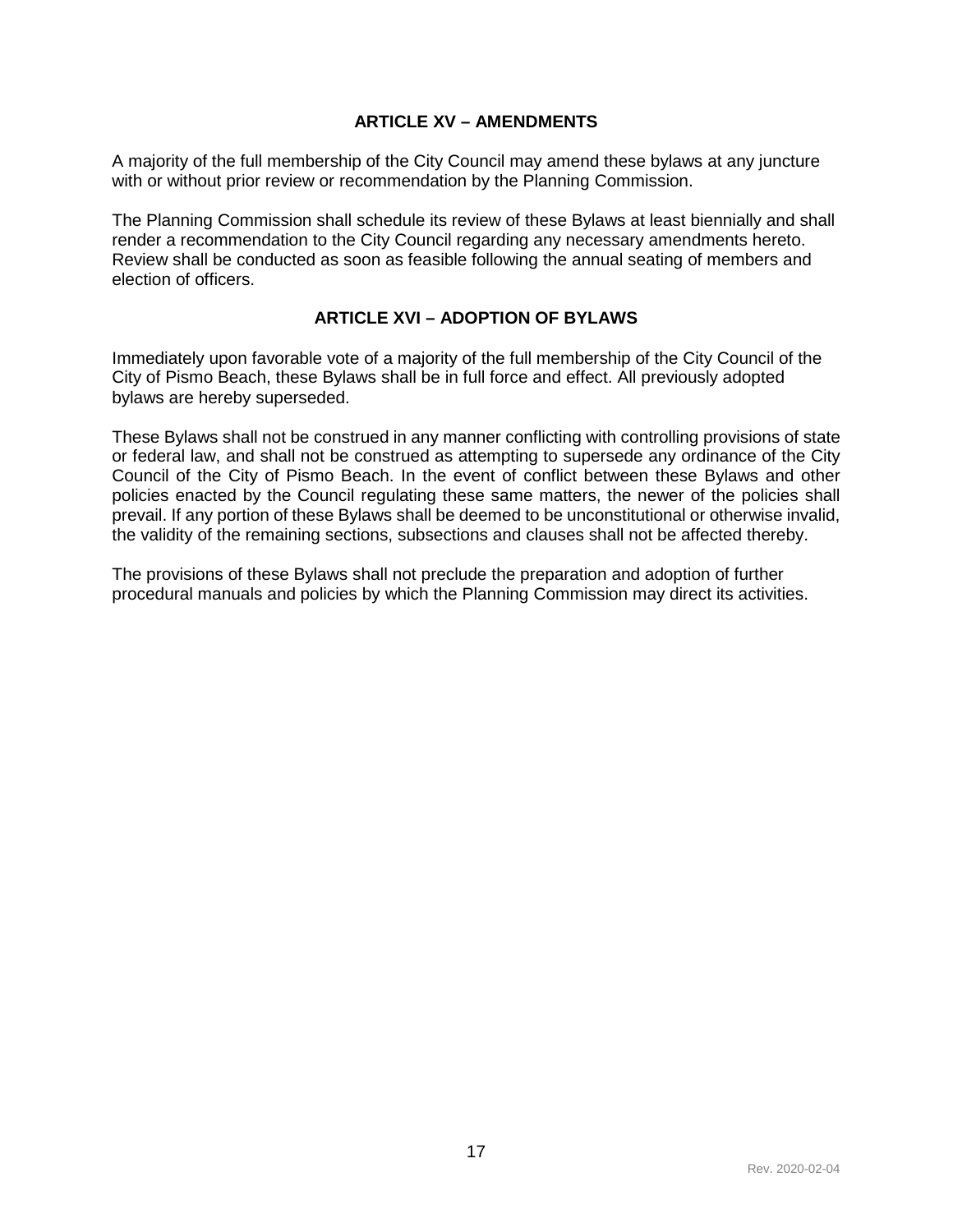## ARTICLE XV – AMENDMENTS

A majority of the full membership of the City Council may amend these bylaws at any juncture with or without prior review or recommendation by the Planning Commission.

The Planning Commission shall schedule its review of these Bylaws at least biennially and shall render a recommendation to the City Council regarding any necessary amendments hereto. Review shall be conducted as soon as feasible following the annual seating of members and election of officers.

## ARTICLE XVI – ADOPTION OF BYLAWS

Immediately upon favorable vote of a majority of the full membership of the City Council of the City of Pismo Beach, these Bylaws shall be in full force and effect. All previously adopted bylaws are hereby superseded.

These Bylaws shall not be construed in any manner conflicting with controlling provisions of state or federal law, and shall not be construed as attempting to supersede any ordinance of the City Council of the City of Pismo Beach. In the event of conflict between these Bylaws and other policies enacted by the Council regulating these same matters, the newer of the policies shall prevail. If any portion of these Bylaws shall be deemed to be unconstitutional or otherwise invalid, the validity of the remaining sections, subsections and clauses shall not be affected thereby.

The provisions of these Bylaws shall not preclude the preparation and adoption of further procedural manuals and policies by which the Planning Commission may direct its activities.